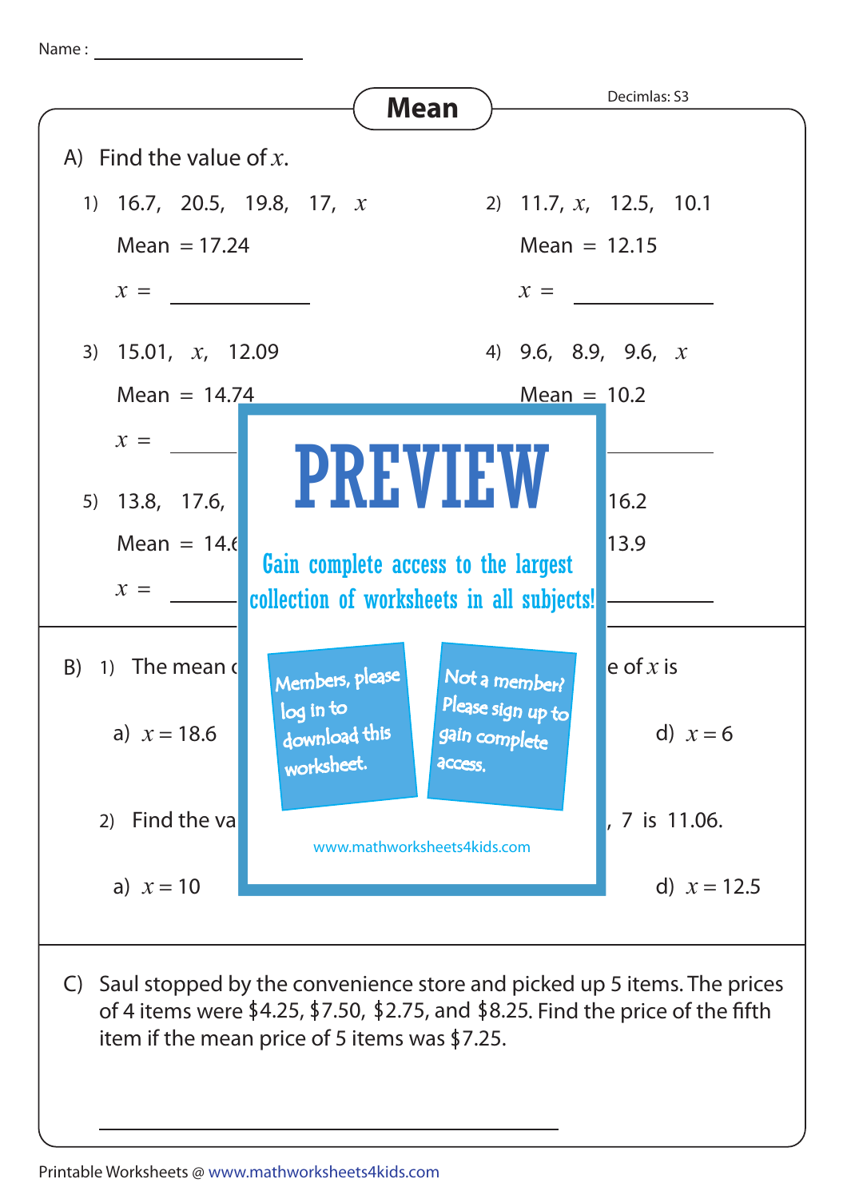Name : ____________________

# Mean

Decimlas: S3

A) Find the value of $x$.

1) 16.7, 20.5, 19.8, 17, $x$

Mean = 17.24

$x$ = ____________

2) 11.7, $x$, 12.5, 10.1

Mean = 12.15

$x$ = ____________

3) 15.01, $x$, 12.09

Mean = 14.74

$x$ = ____________

4) 9.6, 8.9, 9.6, $x$

Mean = 10.2

5) 13.8, 17.6,

Mean = 14.6

$x$ = ____________

16.2

13.9

B) 1) The mean c ... e of $x$ is

a) $x = 18.6$

d) $x = 6$

2) Find the va ... , 7 is 11.06.

a) $x = 10$

d) $x = 12.5$

PREVIEW

Gain complete access to the largest collection of worksheets in all subjects!

Members, please log in to download this worksheet.

Not a member? Please sign up to gain complete access.

www.mathworksheets4kids.com

C) Saul stopped by the convenience store and picked up 5 items. The prices of 4 items were \$4.25, \$7.50, \$2.75, and \$8.25. Find the price of the fifth item if the mean price of 5 items was \$7.25.

____________________________________________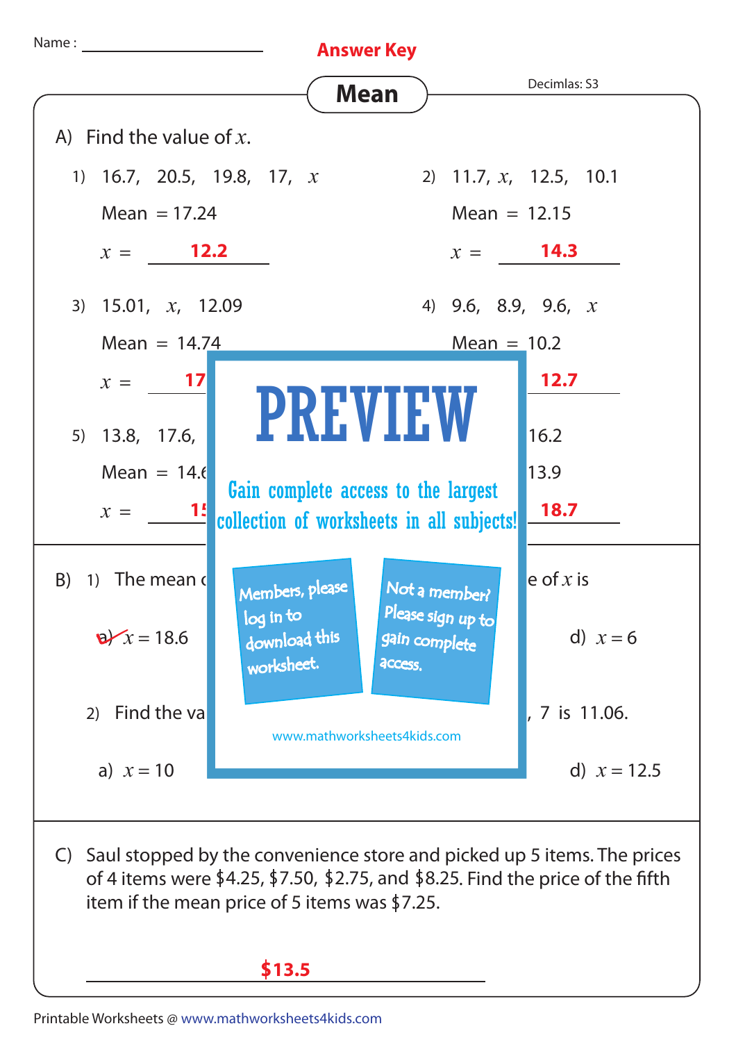Name :

**Answer Key**

# Mean

Decimlas: S3

A) Find the value of $x$.

1) 16.7, 20.5, 19.8, 17, $x$

Mean = 17.24

$x$ = **12.2**

2) 11.7, $x$, 12.5, 10.1

Mean = 12.15

$x$ = **14.3**

3) 15.01, $x$, 12.09

Mean = 14.74

$x$ = **17**

4) 9.6, 8.9, 9.6, $x$

Mean = 10.2

$x$ = **12.7**

5) 13.8, 17.6,

Mean = 14.6

$x$ = **15**

16.2

13.9

**18.7**

PREVIEW

Gain complete access to the largest collection of worksheets in all subjects!

Members, please log in to download this worksheet.

Not a member? Please sign up to gain complete access.

www.mathworksheets4kids.com

B) 1) The mean c ... e of $x$ is

a) $x = 18.6$

d) $x = 6$

2) Find the va ... , 7 is 11.06.

a) $x = 10$

d) $x = 12.5$

C) Saul stopped by the convenience store and picked up 5 items. The prices of 4 items were \$4.25, \$7.50, \$2.75, and \$8.25. Find the price of the fifth item if the mean price of 5 items was \$7.25.

**\$13.5**

Printable Worksheets @ www.mathworksheets4kids.com